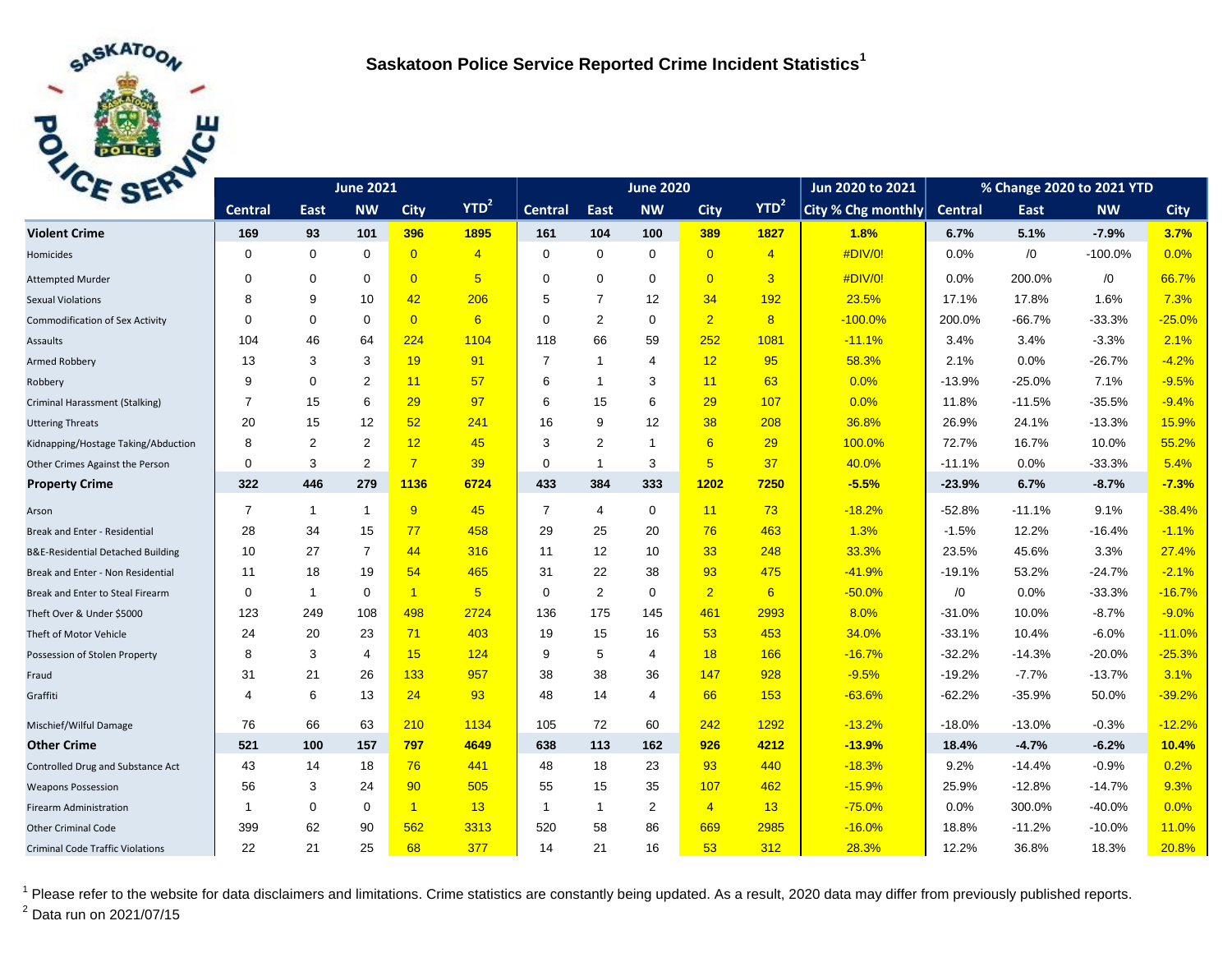# Saskatoon Police Service Reported Crime Incident Statistics[1]

| | June 2021 | | | | | June 2020 | | | | | Jun 2020 to 2021 | % Change 2020 to 2021 YTD | | | |
|---|---|---|---|---|---|---|---|---|---|---|---|---|---|---|---|
| | Central | East | NW | City | YTD[2] | Central | East | NW | City | YTD[2] | City % Chg monthly | Central | East | NW | City |
| **Violent Crime** | **169** | **93** | **101** | **396** | **1895** | **161** | **104** | **100** | **389** | **1827** | **1.8%** | **6.7%** | **5.1%** | **-7.9%** | **3.7%** |
| Homicides | 0 | 0 | 0 | 0 | 4 | 0 | 0 | 0 | 0 | 4 | #DIV/0! | 0.0% | /0 | -100.0% | 0.0% |
| Attempted Murder | 0 | 0 | 0 | 0 | 5 | 0 | 0 | 0 | 0 | 3 | #DIV/0! | 0.0% | 200.0% | /0 | 66.7% |
| Sexual Violations | 8 | 9 | 10 | 42 | 206 | 5 | 7 | 12 | 34 | 192 | 23.5% | 17.1% | 17.8% | 1.6% | 7.3% |
| Commodification of Sex Activity | 0 | 0 | 0 | 0 | 6 | 0 | 2 | 0 | 2 | 8 | -100.0% | 200.0% | -66.7% | -33.3% | -25.0% |
| Assaults | 104 | 46 | 64 | 224 | 1104 | 118 | 66 | 59 | 252 | 1081 | -11.1% | 3.4% | 3.4% | -3.3% | 2.1% |
| Armed Robbery | 13 | 3 | 3 | 19 | 91 | 7 | 1 | 4 | 12 | 95 | 58.3% | 2.1% | 0.0% | -26.7% | -4.2% |
| Robbery | 9 | 0 | 2 | 11 | 57 | 6 | 1 | 3 | 11 | 63 | 0.0% | -13.9% | -25.0% | 7.1% | -9.5% |
| Criminal Harassment (Stalking) | 7 | 15 | 6 | 29 | 97 | 6 | 15 | 6 | 29 | 107 | 0.0% | 11.8% | -11.5% | -35.5% | -9.4% |
| Uttering Threats | 20 | 15 | 12 | 52 | 241 | 16 | 9 | 12 | 38 | 208 | 36.8% | 26.9% | 24.1% | -13.3% | 15.9% |
| Kidnapping/Hostage Taking/Abduction | 8 | 2 | 2 | 12 | 45 | 3 | 2 | 1 | 6 | 29 | 100.0% | 72.7% | 16.7% | 10.0% | 55.2% |
| Other Crimes Against the Person | 0 | 3 | 2 | 7 | 39 | 0 | 1 | 3 | 5 | 37 | 40.0% | -11.1% | 0.0% | -33.3% | 5.4% |
| **Property Crime** | **322** | **446** | **279** | **1136** | **6724** | **433** | **384** | **333** | **1202** | **7250** | **-5.5%** | **-23.9%** | **6.7%** | **-8.7%** | **-7.3%** |
| Arson | 7 | 1 | 1 | 9 | 45 | 7 | 4 | 0 | 11 | 73 | -18.2% | -52.8% | -11.1% | 9.1% | -38.4% |
| Break and Enter - Residential | 28 | 34 | 15 | 77 | 458 | 29 | 25 | 20 | 76 | 463 | 1.3% | -1.5% | 12.2% | -16.4% | -1.1% |
| B&E-Residential Detached Building | 10 | 27 | 7 | 44 | 316 | 11 | 12 | 10 | 33 | 248 | 33.3% | 23.5% | 45.6% | 3.3% | 27.4% |
| Break and Enter - Non Residential | 11 | 18 | 19 | 54 | 465 | 31 | 22 | 38 | 93 | 475 | -41.9% | -19.1% | 53.2% | -24.7% | -2.1% |
| Break and Enter to Steal Firearm | 0 | 1 | 0 | 1 | 5 | 0 | 2 | 0 | 2 | 6 | -50.0% | /0 | 0.0% | -33.3% | -16.7% |
| Theft Over & Under $5000 | 123 | 249 | 108 | 498 | 2724 | 136 | 175 | 145 | 461 | 2993 | 8.0% | -31.0% | 10.0% | -8.7% | -9.0% |
| Theft of Motor Vehicle | 24 | 20 | 23 | 71 | 403 | 19 | 15 | 16 | 53 | 453 | 34.0% | -33.1% | 10.4% | -6.0% | -11.0% |
| Possession of Stolen Property | 8 | 3 | 4 | 15 | 124 | 9 | 5 | 4 | 18 | 166 | -16.7% | -32.2% | -14.3% | -20.0% | -25.3% |
| Fraud | 31 | 21 | 26 | 133 | 957 | 38 | 38 | 36 | 147 | 928 | -9.5% | -19.2% | -7.7% | -13.7% | 3.1% |
| Graffiti | 4 | 6 | 13 | 24 | 93 | 48 | 14 | 4 | 66 | 153 | -63.6% | -62.2% | -35.9% | 50.0% | -39.2% |
| Mischief/Wilful Damage | 76 | 66 | 63 | 210 | 1134 | 105 | 72 | 60 | 242 | 1292 | -13.2% | -18.0% | -13.0% | -0.3% | -12.2% |
| **Other Crime** | **521** | **100** | **157** | **797** | **4649** | **638** | **113** | **162** | **926** | **4212** | **-13.9%** | **18.4%** | **-4.7%** | **-6.2%** | **10.4%** |
| Controlled Drug and Substance Act | 43 | 14 | 18 | 76 | 441 | 48 | 18 | 23 | 93 | 440 | -18.3% | 9.2% | -14.4% | -0.9% | 0.2% |
| Weapons Possession | 56 | 3 | 24 | 90 | 505 | 55 | 15 | 35 | 107 | 462 | -15.9% | 25.9% | -12.8% | -14.7% | 9.3% |
| Firearm Administration | 1 | 0 | 0 | 1 | 13 | 1 | 1 | 2 | 4 | 13 | -75.0% | 0.0% | 300.0% | -40.0% | 0.0% |
| Other Criminal Code | 399 | 62 | 90 | 562 | 3313 | 520 | 58 | 86 | 669 | 2985 | -16.0% | 18.8% | -11.2% | -10.0% | 11.0% |
| Criminal Code Traffic Violations | 22 | 21 | 25 | 68 | 377 | 14 | 21 | 16 | 53 | 312 | 28.3% | 12.2% | 36.8% | 18.3% | 20.8% |

[1] Please refer to the website for data disclaimers and limitations. Crime statistics are constantly being updated. As a result, 2020 data may differ from previously published reports.

[2] Data run on 2021/07/15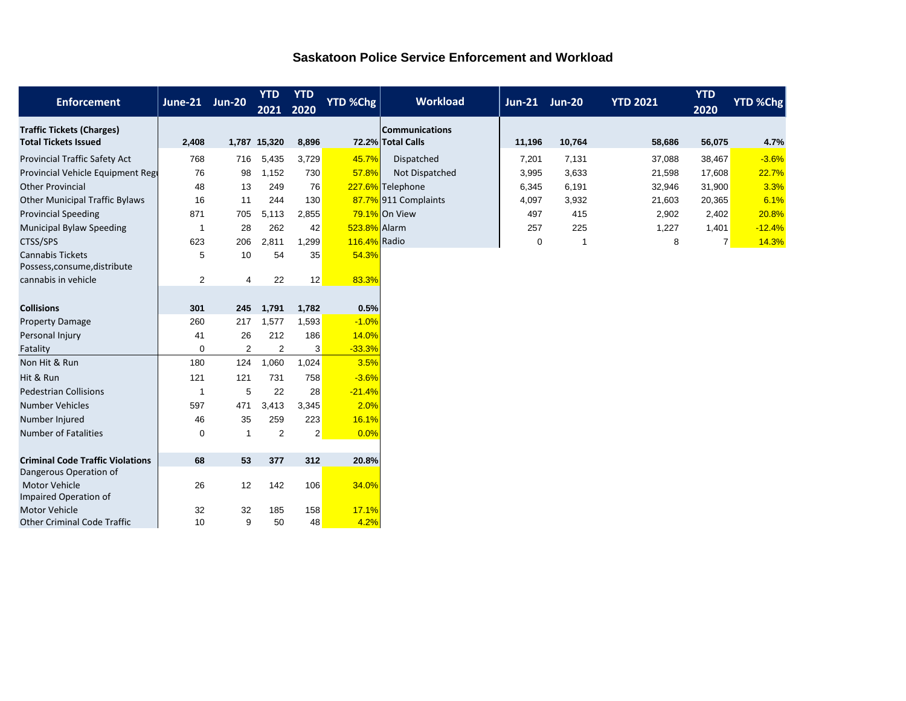# Saskatoon Police Service Enforcement and Workload

| Enforcement | June-21 | Jun-20 | YTD 2021 | YTD 2020 | YTD %Chg |
|---|---|---|---|---|---|
| **Traffic Tickets (Charges)** | | | | | |
| **Total Tickets Issued** | **2,408** | **1,787** | **15,320** | **8,896** | **72.2%** |
| Provincial Traffic Safety Act | 768 | 716 | 5,435 | 3,729 | 45.7% |
| Provincial Vehicle Equipment Regu | 76 | 98 | 1,152 | 730 | 57.8% |
| Other Provincial | 48 | 13 | 249 | 76 | 227.6% |
| Other Municipal Traffic Bylaws | 16 | 11 | 244 | 130 | 87.7% |
| Provincial Speeding | 871 | 705 | 5,113 | 2,855 | 79.1% |
| Municipal Bylaw Speeding | 1 | 28 | 262 | 42 | 523.8% |
| CTSS/SPS | 623 | 206 | 2,811 | 1,299 | 116.4% |
| Cannabis Tickets | 5 | 10 | 54 | 35 | 54.3% |
| Possess,consume,distribute cannabis in vehicle | 2 | 4 | 22 | 12 | 83.3% |
| | | | | | |
| **Collisions** | **301** | **245** | **1,791** | **1,782** | **0.5%** |
| Property Damage | 260 | 217 | 1,577 | 1,593 | -1.0% |
| Personal Injury | 41 | 26 | 212 | 186 | 14.0% |
| Fatality | 0 | 2 | 2 | 3 | -33.3% |
| Non Hit & Run | 180 | 124 | 1,060 | 1,024 | 3.5% |
| Hit & Run | 121 | 121 | 731 | 758 | -3.6% |
| Pedestrian Collisions | 1 | 5 | 22 | 28 | -21.4% |
| Number Vehicles | 597 | 471 | 3,413 | 3,345 | 2.0% |
| Number Injured | 46 | 35 | 259 | 223 | 16.1% |
| Number of Fatalities | 0 | 1 | 2 | 2 | 0.0% |
| | | | | | |
| **Criminal Code Traffic Violations** | **68** | **53** | **377** | **312** | **20.8%** |
| Dangerous Operation of Motor Vehicle | 26 | 12 | 142 | 106 | 34.0% |
| Impaired Operation of Motor Vehicle | 32 | 32 | 185 | 158 | 17.1% |
| Other Criminal Code Traffic | 10 | 9 | 50 | 48 | 4.2% |

| Workload | Jun-21 | Jun-20 | YTD 2021 | YTD 2020 | YTD %Chg |
|---|---|---|---|---|---|
| **Communications** | | | | | |
| **Total Calls** | **11,196** | **10,764** | **58,686** | **56,075** | **4.7%** |
| Dispatched | 7,201 | 7,131 | 37,088 | 38,467 | -3.6% |
| Not Dispatched | 3,995 | 3,633 | 21,598 | 17,608 | 22.7% |
| Telephone | 6,345 | 6,191 | 32,946 | 31,900 | 3.3% |
| 911 Complaints | 4,097 | 3,932 | 21,603 | 20,365 | 6.1% |
| On View | 497 | 415 | 2,902 | 2,402 | 20.8% |
| Alarm | 257 | 225 | 1,227 | 1,401 | -12.4% |
| Radio | 0 | 1 | 8 | 7 | 14.3% |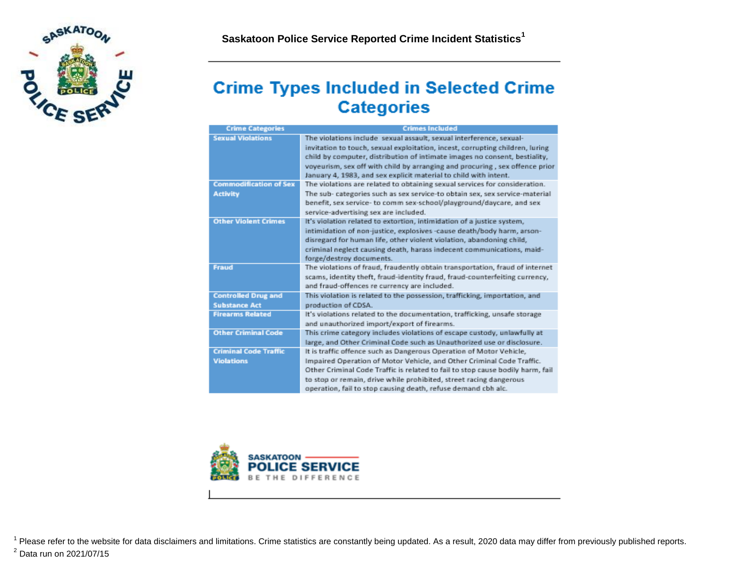**Saskatoon Police Service Reported Crime Incident Statistics[1]**

# Crime Types Included in Selected Crime Categories

| Crime Categories | Crimes Included |
|---|---|
| **Sexual Violations** | The violations include sexual assault, sexual interference, sexual-invitation to touch, sexual exploitation, incest, corrupting children, luring child by computer, distribution of intimate images no consent, bestiality, voyeurism, sex off with child by arranging and procuring , sex offence prior January 4, 1983, and sex explicit material to child with intent. |
| **Commodification of Sex Activity** | The violations are related to obtaining sexual services for consideration. The sub- categories such as sex service-to obtain sex, sex service-material benefit, sex service- to comm sex-school/playground/daycare, and sex service-advertising sex are included. |
| **Other Violent Crimes** | It's violation related to extortion, intimidation of a justice system, intimidation of non-justice, explosives -cause death/body harm, arson-disregard for human life, other violent violation, abandoning child, criminal neglect causing death, harass indecent communications, maid-forge/destroy documents. |
| **Fraud** | The violations of fraud, fraudently obtain transportation, fraud of internet scams, identity theft, fraud-identity fraud, fraud-counterfeiting currency, and fraud-offences re currency are included. |
| **Controlled Drug and Substance Act** | This violation is related to the possession, trafficking, importation, and production of CDSA. |
| **Firearms Related** | It's violations related to the documentation, trafficking, unsafe storage and unauthorized import/export of firearms. |
| **Other Criminal Code** | This crime category includes violations of escape custody, unlawfully at large, and Other Criminal Code such as Unauthorized use or disclosure. |
| **Criminal Code Traffic Violations** | It is traffic offence such as Dangerous Operation of Motor Vehicle, Impaired Operation of Motor Vehicle, and Other Criminal Code Traffic. Other Criminal Code Traffic is related to fail to stop cause bodily harm, fail to stop or remain, drive while prohibited, street racing dangerous operation, fail to stop causing death, refuse demand cbh alc. |

SASKATOON POLICE SERVICE
BE THE DIFFERENCE

[1] Please refer to the website for data disclaimers and limitations. Crime statistics are constantly being updated. As a result, 2020 data may differ from previously published reports.

[2] Data run on 2021/07/15